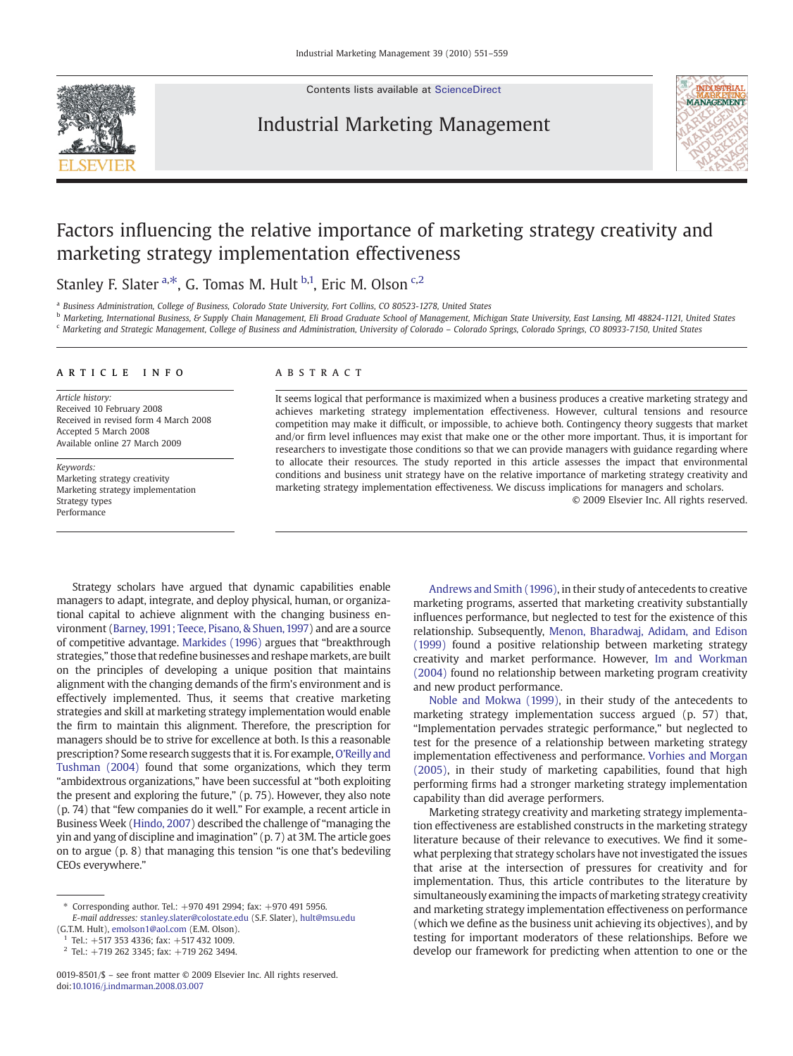Contents lists available at ScienceDirect

# Industrial Marketing Management

# Factors influencing the relative importance of marketing strategy creativity and marketing strategy implementation effectiveness

Stanley F. Slater [a,*], G. Tomas M. Hult [b,1], Eric M. Olson [c,2]

[a] Business Administration, College of Business, Colorado State University, Fort Collins, CO 80523-1278, United States
[b] Marketing, International Business, & Supply Chain Management, Eli Broad Graduate School of Management, Michigan State University, East Lansing, MI 48824-1121, United States
[c] Marketing and Strategic Management, College of Business and Administration, University of Colorado – Colorado Springs, Colorado Springs, CO 80933-7150, United States

## ARTICLE INFO

*Article history:*
Received 10 February 2008
Received in revised form 4 March 2008
Accepted 5 March 2008
Available online 27 March 2009

*Keywords:*
Marketing strategy creativity
Marketing strategy implementation
Strategy types
Performance

## ABSTRACT

It seems logical that performance is maximized when a business produces a creative marketing strategy and achieves marketing strategy implementation effectiveness. However, cultural tensions and resource competition may make it difficult, or impossible, to achieve both. Contingency theory suggests that market and/or firm level influences may exist that make one or the other more important. Thus, it is important for researchers to investigate those conditions so that we can provide managers with guidance regarding where to allocate their resources. The study reported in this article assesses the impact that environmental conditions and business unit strategy have on the relative importance of marketing strategy creativity and marketing strategy implementation effectiveness. We discuss implications for managers and scholars.

© 2009 Elsevier Inc. All rights reserved.

Strategy scholars have argued that dynamic capabilities enable managers to adapt, integrate, and deploy physical, human, or organizational capital to achieve alignment with the changing business environment (Barney, 1991; Teece, Pisano, & Shuen, 1997) and are a source of competitive advantage. Markides (1996) argues that "breakthrough strategies," those that redefine businesses and reshape markets, are built on the principles of developing a unique position that maintains alignment with the changing demands of the firm's environment and is effectively implemented. Thus, it seems that creative marketing strategies and skill at marketing strategy implementation would enable the firm to maintain this alignment. Therefore, the prescription for managers should be to strive for excellence at both. Is this a reasonable prescription? Some research suggests that it is. For example, O'Reilly and Tushman (2004) found that some organizations, which they term "ambidextrous organizations," have been successful at "both exploiting the present and exploring the future," (p. 75). However, they also note (p. 74) that "few companies do it well." For example, a recent article in Business Week (Hindo, 2007) described the challenge of "managing the yin and yang of discipline and imagination" (p. 7) at 3M. The article goes on to argue (p. 8) that managing this tension "is one that's bedeviling CEOs everywhere."

Andrews and Smith (1996), in their study of antecedents to creative marketing programs, asserted that marketing creativity substantially influences performance, but neglected to test for the existence of this relationship. Subsequently, Menon, Bharadwaj, Adidam, and Edison (1999) found a positive relationship between marketing strategy creativity and market performance. However, Im and Workman (2004) found no relationship between marketing program creativity and new product performance.

Noble and Mokwa (1999), in their study of the antecedents to marketing strategy implementation success argued (p. 57) that, "Implementation pervades strategic performance," but neglected to test for the presence of a relationship between marketing strategy implementation effectiveness and performance. Vorhies and Morgan (2005), in their study of marketing capabilities, found that high performing firms had a stronger marketing strategy implementation capability than did average performers.

Marketing strategy creativity and marketing strategy implementation effectiveness are established constructs in the marketing strategy literature because of their relevance to executives. We find it somewhat perplexing that strategy scholars have not investigated the issues that arise at the intersection of pressures for creativity and for implementation. Thus, this article contributes to the literature by simultaneously examining the impacts of marketing strategy creativity and marketing strategy implementation effectiveness on performance (which we define as the business unit achieving its objectives), and by testing for important moderators of these relationships. Before we develop our framework for predicting when attention to one or the

\* Corresponding author. Tel.: +970 491 2994; fax: +970 491 5956.
*E-mail addresses:* stanley.slater@colostate.edu (S.F. Slater), hult@msu.edu (G.T.M. Hult), emolson1@aol.com (E.M. Olson).
[1] Tel.: +517 353 4336; fax: +517 432 1009.
[2] Tel.: +719 262 3345; fax: +719 262 3494.

0019-8501/$ – see front matter © 2009 Elsevier Inc. All rights reserved.
doi:10.1016/j.indmarman.2008.03.007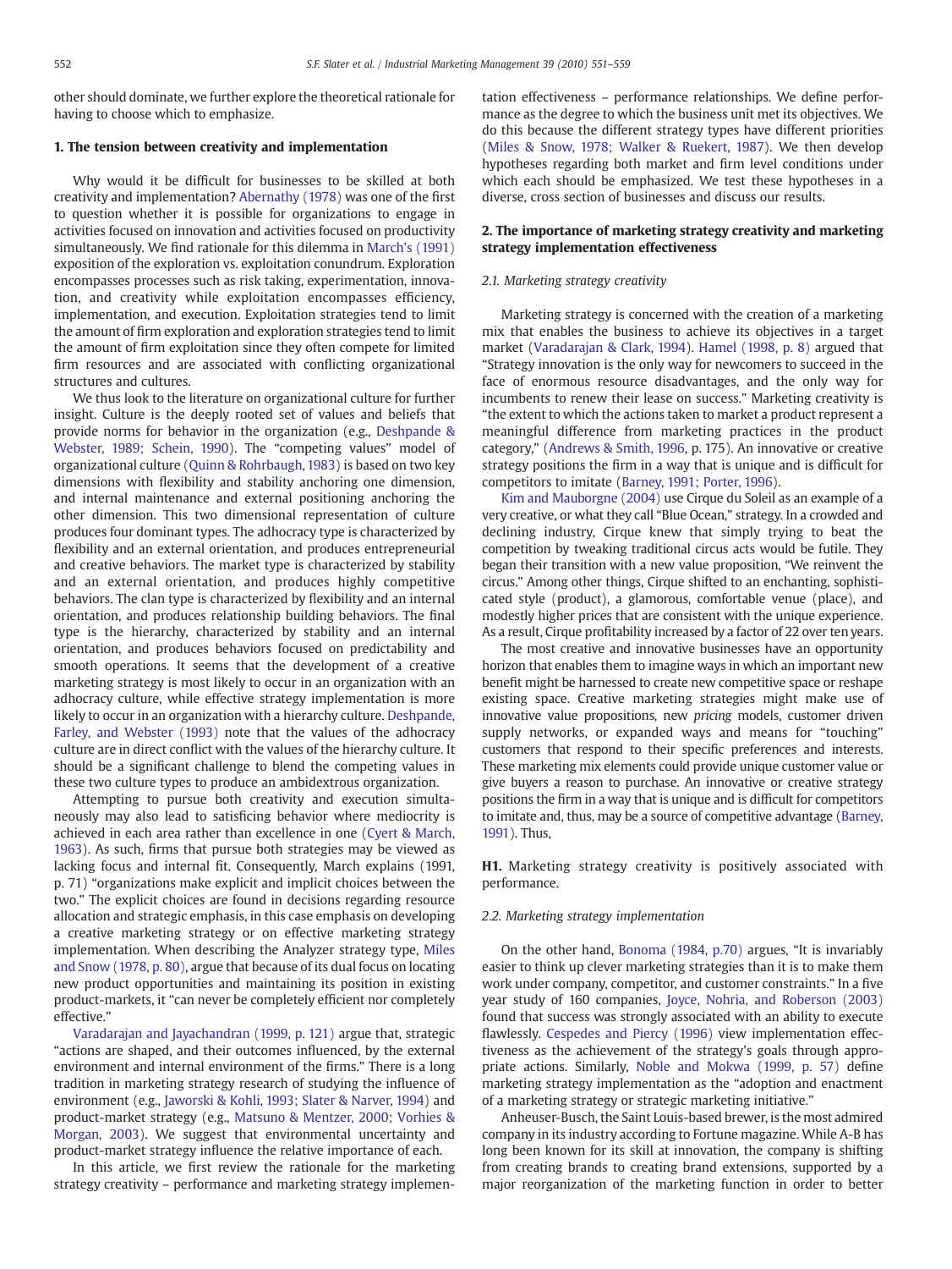other should dominate, we further explore the theoretical rationale for having to choose which to emphasize.

## 1. The tension between creativity and implementation

Why would it be difficult for businesses to be skilled at both creativity and implementation? Abernathy (1978) was one of the first to question whether it is possible for organizations to engage in activities focused on innovation and activities focused on productivity simultaneously. We find rationale for this dilemma in March's (1991) exposition of the exploration vs. exploitation conundrum. Exploration encompasses processes such as risk taking, experimentation, innovation, and creativity while exploitation encompasses efficiency, implementation, and execution. Exploitation strategies tend to limit the amount of firm exploration and exploration strategies tend to limit the amount of firm exploitation since they often compete for limited firm resources and are associated with conflicting organizational structures and cultures.

We thus look to the literature on organizational culture for further insight. Culture is the deeply rooted set of values and beliefs that provide norms for behavior in the organization (e.g., Deshpande & Webster, 1989; Schein, 1990). The "competing values" model of organizational culture (Quinn & Rohrbaugh, 1983) is based on two key dimensions with flexibility and stability anchoring one dimension, and internal maintenance and external positioning anchoring the other dimension. This two dimensional representation of culture produces four dominant types. The adhocracy type is characterized by flexibility and an external orientation, and produces entrepreneurial and creative behaviors. The market type is characterized by stability and an external orientation, and produces highly competitive behaviors. The clan type is characterized by flexibility and an internal orientation, and produces relationship building behaviors. The final type is the hierarchy, characterized by stability and an internal orientation, and produces behaviors focused on predictability and smooth operations. It seems that the development of a creative marketing strategy is most likely to occur in an organization with an adhocracy culture, while effective strategy implementation is more likely to occur in an organization with a hierarchy culture. Deshpande, Farley, and Webster (1993) note that the values of the adhocracy culture are in direct conflict with the values of the hierarchy culture. It should be a significant challenge to blend the competing values in these two culture types to produce an ambidextrous organization.

Attempting to pursue both creativity and execution simultaneously may also lead to satisficing behavior where mediocrity is achieved in each area rather than excellence in one (Cyert & March, 1963). As such, firms that pursue both strategies may be viewed as lacking focus and internal fit. Consequently, March explains (1991, p. 71) "organizations make explicit and implicit choices between the two." The explicit choices are found in decisions regarding resource allocation and strategic emphasis, in this case emphasis on developing a creative marketing strategy or on effective marketing strategy implementation. When describing the Analyzer strategy type, Miles and Snow (1978, p. 80), argue that because of its dual focus on locating new product opportunities and maintaining its position in existing product-markets, it "can never be completely efficient nor completely effective."

Varadarajan and Jayachandran (1999, p. 121) argue that, strategic "actions are shaped, and their outcomes influenced, by the external environment and internal environment of the firms." There is a long tradition in marketing strategy research of studying the influence of environment (e.g., Jaworski & Kohli, 1993; Slater & Narver, 1994) and product-market strategy (e.g., Matsuno & Mentzer, 2000; Vorhies & Morgan, 2003). We suggest that environmental uncertainty and product-market strategy influence the relative importance of each.

In this article, we first review the rationale for the marketing strategy creativity – performance and marketing strategy implementation effectiveness – performance relationships. We define performance as the degree to which the business unit met its objectives. We do this because the different strategy types have different priorities (Miles & Snow, 1978; Walker & Ruekert, 1987). We then develop hypotheses regarding both market and firm level conditions under which each should be emphasized. We test these hypotheses in a diverse, cross section of businesses and discuss our results.

## 2. The importance of marketing strategy creativity and marketing strategy implementation effectiveness

### 2.1. Marketing strategy creativity

Marketing strategy is concerned with the creation of a marketing mix that enables the business to achieve its objectives in a target market (Varadarajan & Clark, 1994). Hamel (1998, p. 8) argued that "Strategy innovation is the only way for newcomers to succeed in the face of enormous resource disadvantages, and the only way for incumbents to renew their lease on success." Marketing creativity is "the extent to which the actions taken to market a product represent a meaningful difference from marketing practices in the product category," (Andrews & Smith, 1996, p. 175). An innovative or creative strategy positions the firm in a way that is unique and is difficult for competitors to imitate (Barney, 1991; Porter, 1996).

Kim and Mauborgne (2004) use Cirque du Soleil as an example of a very creative, or what they call "Blue Ocean," strategy. In a crowded and declining industry, Cirque knew that simply trying to beat the competition by tweaking traditional circus acts would be futile. They began their transition with a new value proposition, "We reinvent the circus." Among other things, Cirque shifted to an enchanting, sophisticated style (product), a glamorous, comfortable venue (place), and modestly higher prices that are consistent with the unique experience. As a result, Cirque profitability increased by a factor of 22 over ten years.

The most creative and innovative businesses have an opportunity horizon that enables them to imagine ways in which an important new benefit might be harnessed to create new competitive space or reshape existing space. Creative marketing strategies might make use of innovative value propositions, new *pricing* models, customer driven supply networks, or expanded ways and means for "touching" customers that respond to their specific preferences and interests. These marketing mix elements could provide unique customer value or give buyers a reason to purchase. An innovative or creative strategy positions the firm in a way that is unique and is difficult for competitors to imitate and, thus, may be a source of competitive advantage (Barney, 1991). Thus,

**H1.** Marketing strategy creativity is positively associated with performance.

### 2.2. Marketing strategy implementation

On the other hand, Bonoma (1984, p.70) argues, "It is invariably easier to think up clever marketing strategies than it is to make them work under company, competitor, and customer constraints." In a five year study of 160 companies, Joyce, Nohria, and Roberson (2003) found that success was strongly associated with an ability to execute flawlessly. Cespedes and Piercy (1996) view implementation effectiveness as the achievement of the strategy's goals through appropriate actions. Similarly, Noble and Mokwa (1999, p. 57) define marketing strategy implementation as the "adoption and enactment of a marketing strategy or strategic marketing initiative."

Anheuser-Busch, the Saint Louis-based brewer, is the most admired company in its industry according to Fortune magazine. While A-B has long been known for its skill at innovation, the company is shifting from creating brands to creating brand extensions, supported by a major reorganization of the marketing function in order to better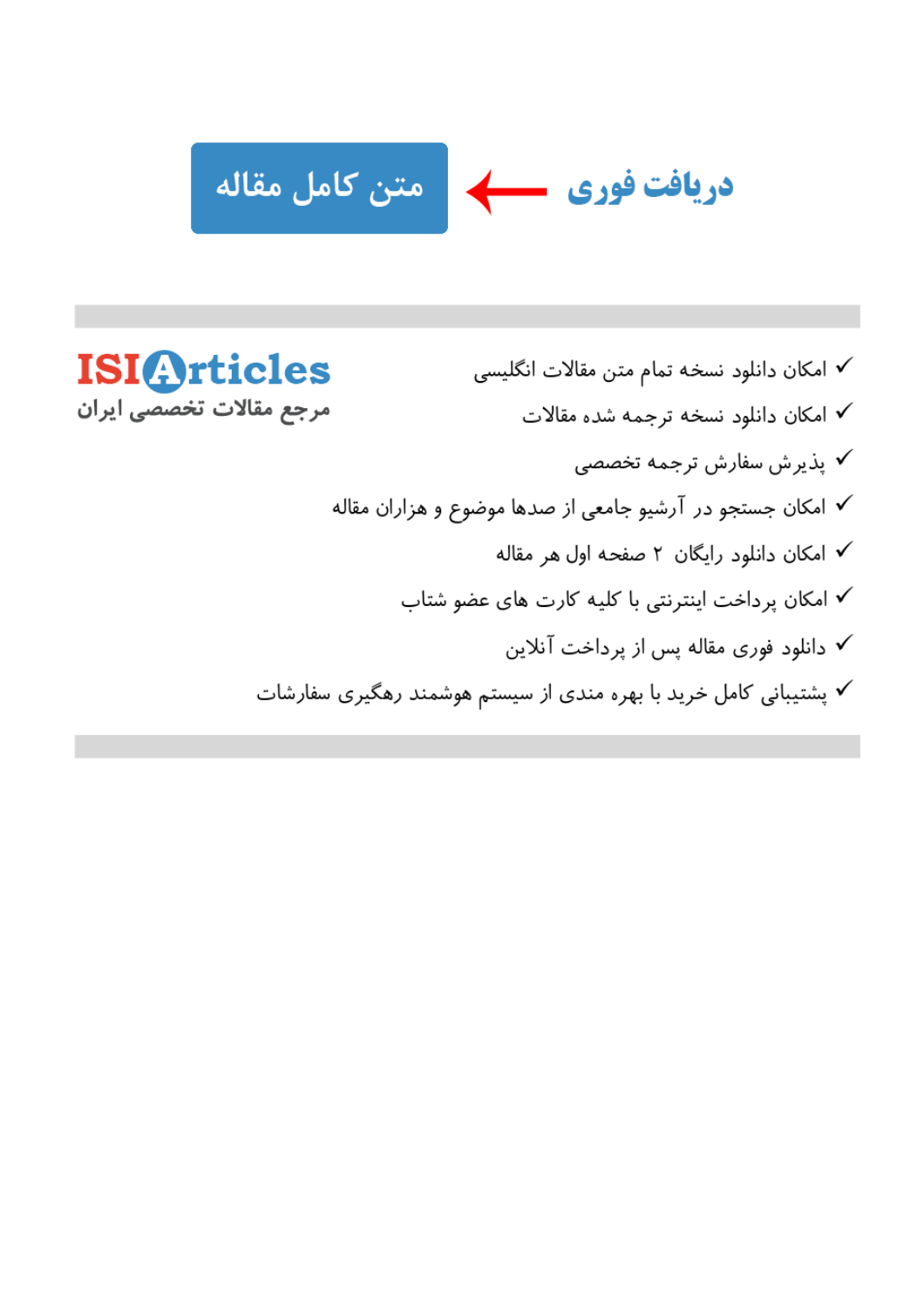دریافت فوری ← متن کامل مقاله

**ISIArticles**
مرجع مقالات تخصصی ایران

- ✓ امکان دانلود نسخه تمام متن مقالات انگلیسی
- ✓ امکان دانلود نسخه ترجمه شده مقالات
- ✓ پذیرش سفارش ترجمه تخصصی
- ✓ امکان جستجو در آرشیو جامعی از صدها موضوع و هزاران مقاله
- ✓ امکان دانلود رایگان ۲ صفحه اول هر مقاله
- ✓ امکان پرداخت اینترنتی با کلیه کارت های عضو شتاب
- ✓ دانلود فوری مقاله پس از پرداخت آنلاین
- ✓ پشتیبانی کامل خرید با بهره مندی از سیستم هوشمند رهگیری سفارشات